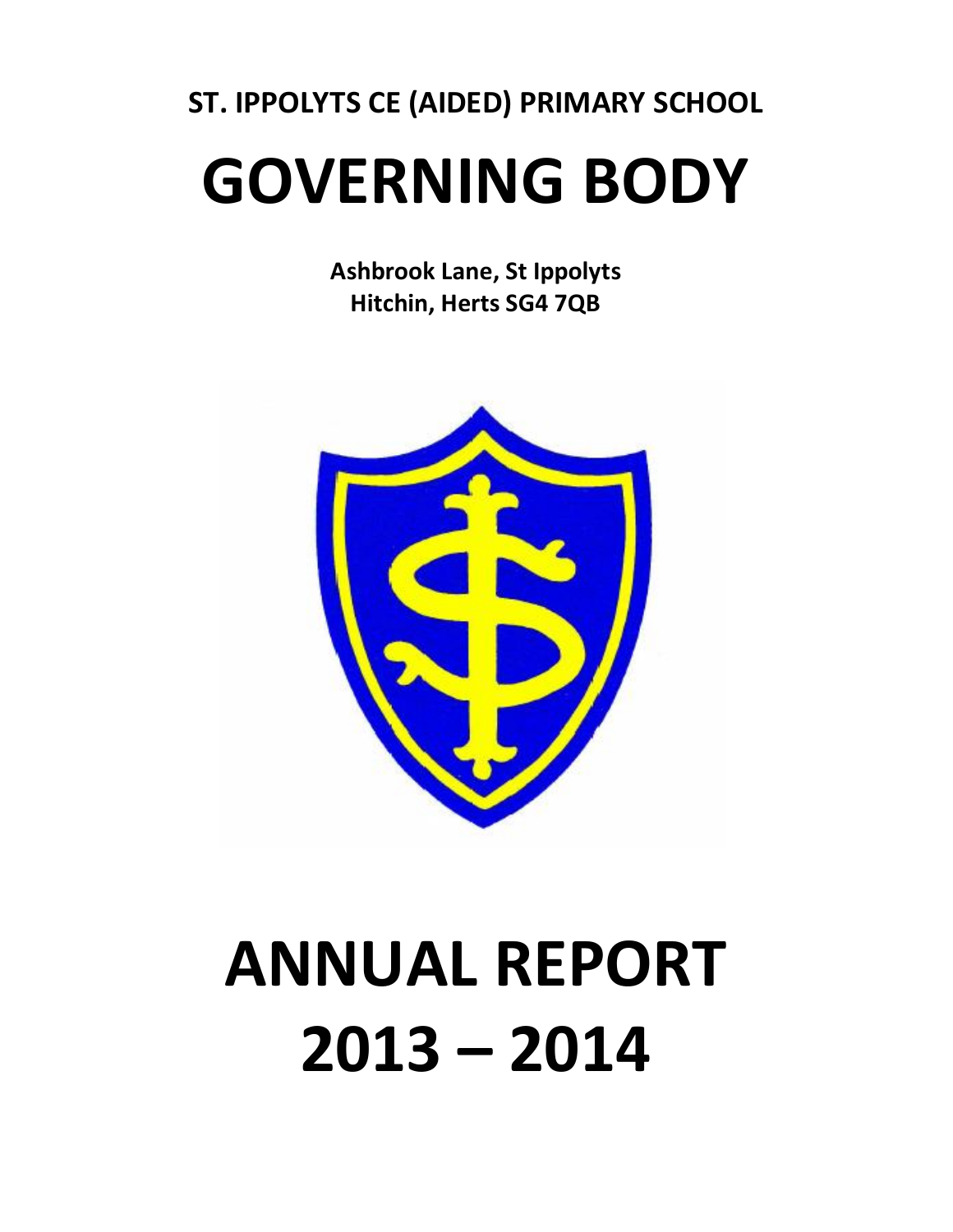**ST. IPPOLYTS CE (AIDED) PRIMARY SCHOOL**

# GOVERNING BODY

**Ashbrook Lane, St Ippolyts**
**Hitchin, Herts SG4 7QB**

# ANNUAL REPORT
# 2013 – 2014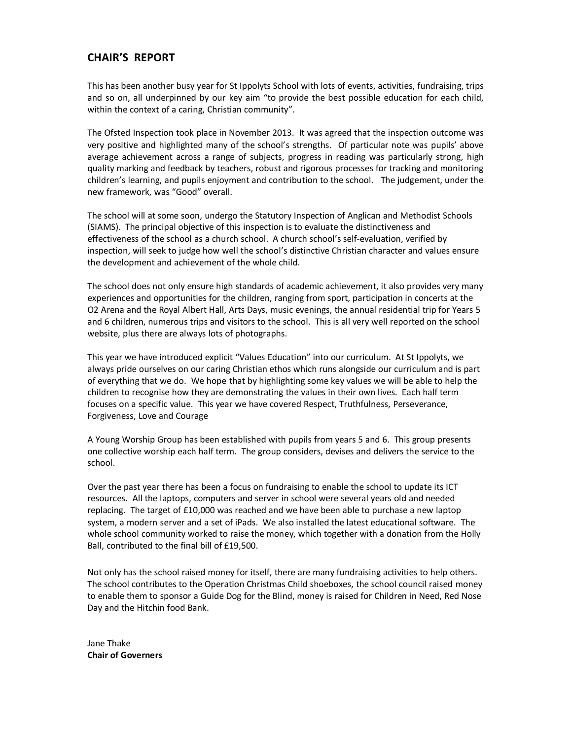## CHAIR'S REPORT

This has been another busy year for St Ippolyts School with lots of events, activities, fundraising, trips and so on, all underpinned by our key aim "to provide the best possible education for each child, within the context of a caring, Christian community".

The Ofsted Inspection took place in November 2013. It was agreed that the inspection outcome was very positive and highlighted many of the school's strengths. Of particular note was pupils' above average achievement across a range of subjects, progress in reading was particularly strong, high quality marking and feedback by teachers, robust and rigorous processes for tracking and monitoring children's learning, and pupils enjoyment and contribution to the school. The judgement, under the new framework, was "Good" overall.

The school will at some soon, undergo the Statutory Inspection of Anglican and Methodist Schools (SIAMS). The principal objective of this inspection is to evaluate the distinctiveness and effectiveness of the school as a church school. A church school's self-evaluation, verified by inspection, will seek to judge how well the school's distinctive Christian character and values ensure the development and achievement of the whole child.

The school does not only ensure high standards of academic achievement, it also provides very many experiences and opportunities for the children, ranging from sport, participation in concerts at the O2 Arena and the Royal Albert Hall, Arts Days, music evenings, the annual residential trip for Years 5 and 6 children, numerous trips and visitors to the school. This is all very well reported on the school website, plus there are always lots of photographs.

This year we have introduced explicit "Values Education" into our curriculum. At St Ippolyts, we always pride ourselves on our caring Christian ethos which runs alongside our curriculum and is part of everything that we do. We hope that by highlighting some key values we will be able to help the children to recognise how they are demonstrating the values in their own lives. Each half term focuses on a specific value. This year we have covered Respect, Truthfulness, Perseverance, Forgiveness, Love and Courage

A Young Worship Group has been established with pupils from years 5 and 6. This group presents one collective worship each half term. The group considers, devises and delivers the service to the school.

Over the past year there has been a focus on fundraising to enable the school to update its ICT resources. All the laptops, computers and server in school were several years old and needed replacing. The target of £10,000 was reached and we have been able to purchase a new laptop system, a modern server and a set of iPads. We also installed the latest educational software. The whole school community worked to raise the money, which together with a donation from the Holly Ball, contributed to the final bill of £19,500.

Not only has the school raised money for itself, there are many fundraising activities to help others. The school contributes to the Operation Christmas Child shoeboxes, the school council raised money to enable them to sponsor a Guide Dog for the Blind, money is raised for Children in Need, Red Nose Day and the Hitchin food Bank.

Jane Thake
**Chair of Governers**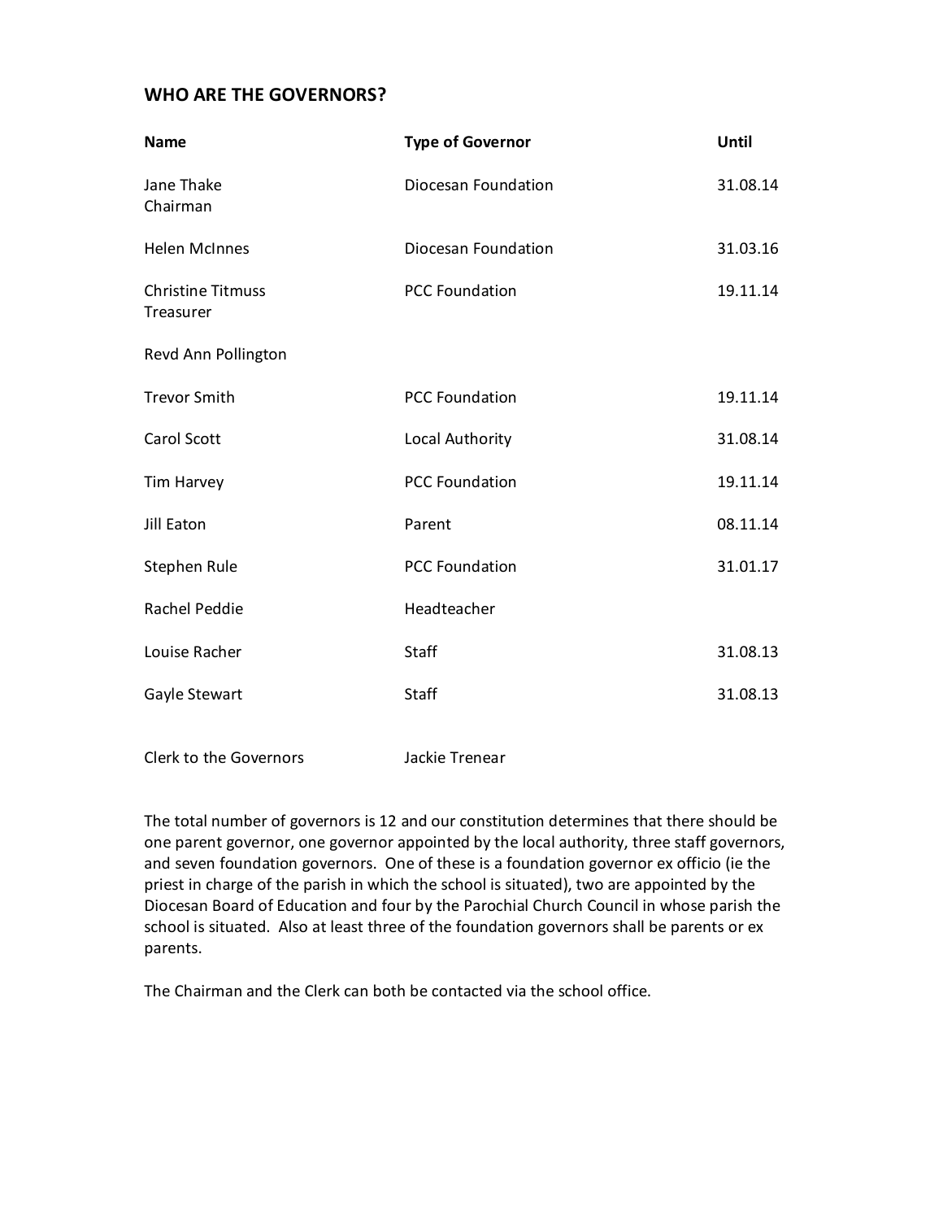## WHO ARE THE GOVERNORS?

| Name | Type of Governor | Until |
|---|---|---|
| Jane Thake<br>Chairman | Diocesan Foundation | 31.08.14 |
| Helen McInnes | Diocesan Foundation | 31.03.16 |
| Christine Titmuss<br>Treasurer | PCC Foundation | 19.11.14 |
| Revd Ann Pollington | | |
| Trevor Smith | PCC Foundation | 19.11.14 |
| Carol Scott | Local Authority | 31.08.14 |
| Tim Harvey | PCC Foundation | 19.11.14 |
| Jill Eaton | Parent | 08.11.14 |
| Stephen Rule | PCC Foundation | 31.01.17 |
| Rachel Peddie | Headteacher | |
| Louise Racher | Staff | 31.08.13 |
| Gayle Stewart | Staff | 31.08.13 |
| | | |
| Clerk to the Governors | Jackie Trenear | |

The total number of governors is 12 and our constitution determines that there should be one parent governor, one governor appointed by the local authority, three staff governors, and seven foundation governors. One of these is a foundation governor ex officio (ie the priest in charge of the parish in which the school is situated), two are appointed by the Diocesan Board of Education and four by the Parochial Church Council in whose parish the school is situated. Also at least three of the foundation governors shall be parents or ex parents.

The Chairman and the Clerk can both be contacted via the school office.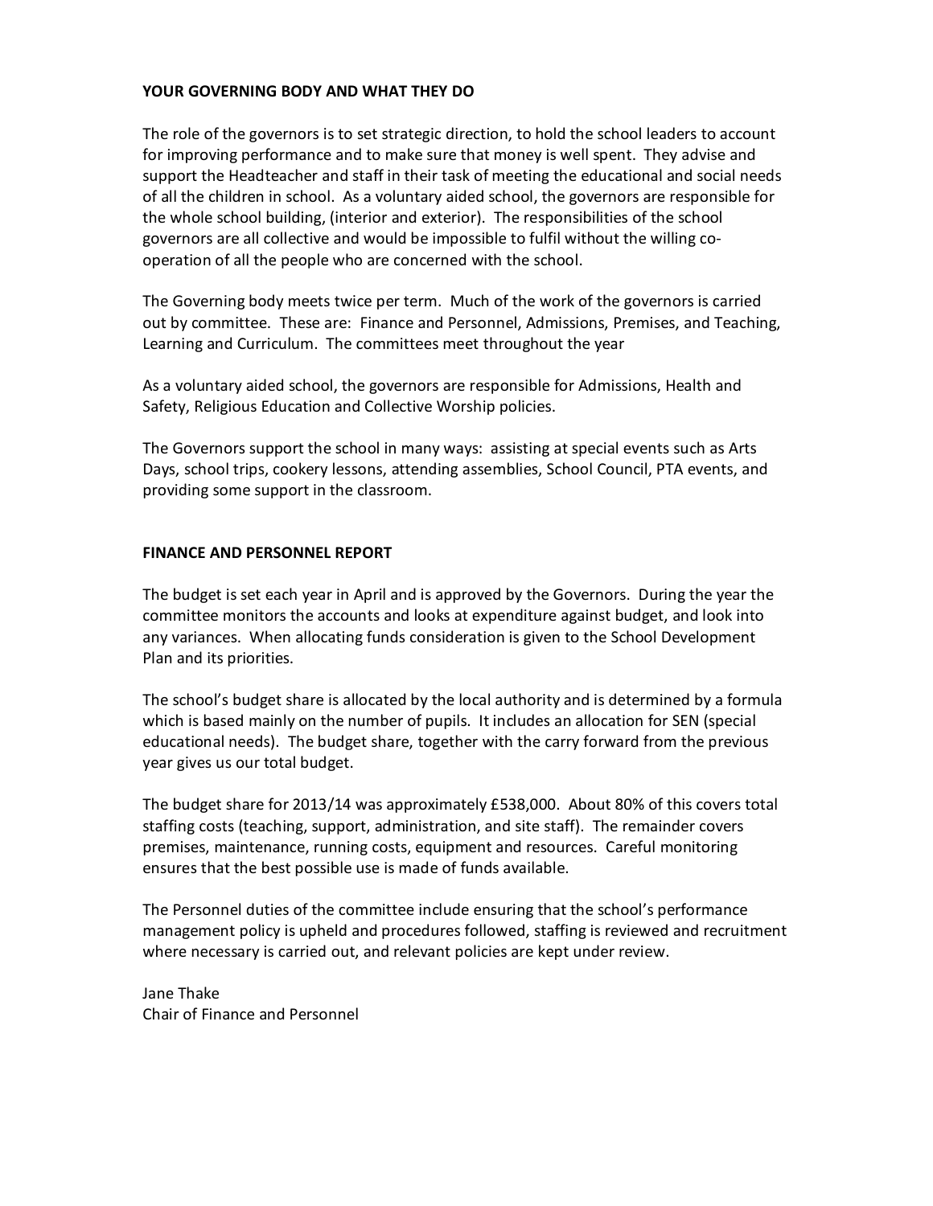## YOUR GOVERNING BODY AND WHAT THEY DO

The role of the governors is to set strategic direction, to hold the school leaders to account for improving performance and to make sure that money is well spent. They advise and support the Headteacher and staff in their task of meeting the educational and social needs of all the children in school. As a voluntary aided school, the governors are responsible for the whole school building, (interior and exterior). The responsibilities of the school governors are all collective and would be impossible to fulfil without the willing co-operation of all the people who are concerned with the school.

The Governing body meets twice per term. Much of the work of the governors is carried out by committee. These are: Finance and Personnel, Admissions, Premises, and Teaching, Learning and Curriculum. The committees meet throughout the year

As a voluntary aided school, the governors are responsible for Admissions, Health and Safety, Religious Education and Collective Worship policies.

The Governors support the school in many ways: assisting at special events such as Arts Days, school trips, cookery lessons, attending assemblies, School Council, PTA events, and providing some support in the classroom.

## FINANCE AND PERSONNEL REPORT

The budget is set each year in April and is approved by the Governors. During the year the committee monitors the accounts and looks at expenditure against budget, and look into any variances. When allocating funds consideration is given to the School Development Plan and its priorities.

The school's budget share is allocated by the local authority and is determined by a formula which is based mainly on the number of pupils. It includes an allocation for SEN (special educational needs). The budget share, together with the carry forward from the previous year gives us our total budget.

The budget share for 2013/14 was approximately £538,000. About 80% of this covers total staffing costs (teaching, support, administration, and site staff). The remainder covers premises, maintenance, running costs, equipment and resources. Careful monitoring ensures that the best possible use is made of funds available.

The Personnel duties of the committee include ensuring that the school's performance management policy is upheld and procedures followed, staffing is reviewed and recruitment where necessary is carried out, and relevant policies are kept under review.

Jane Thake
Chair of Finance and Personnel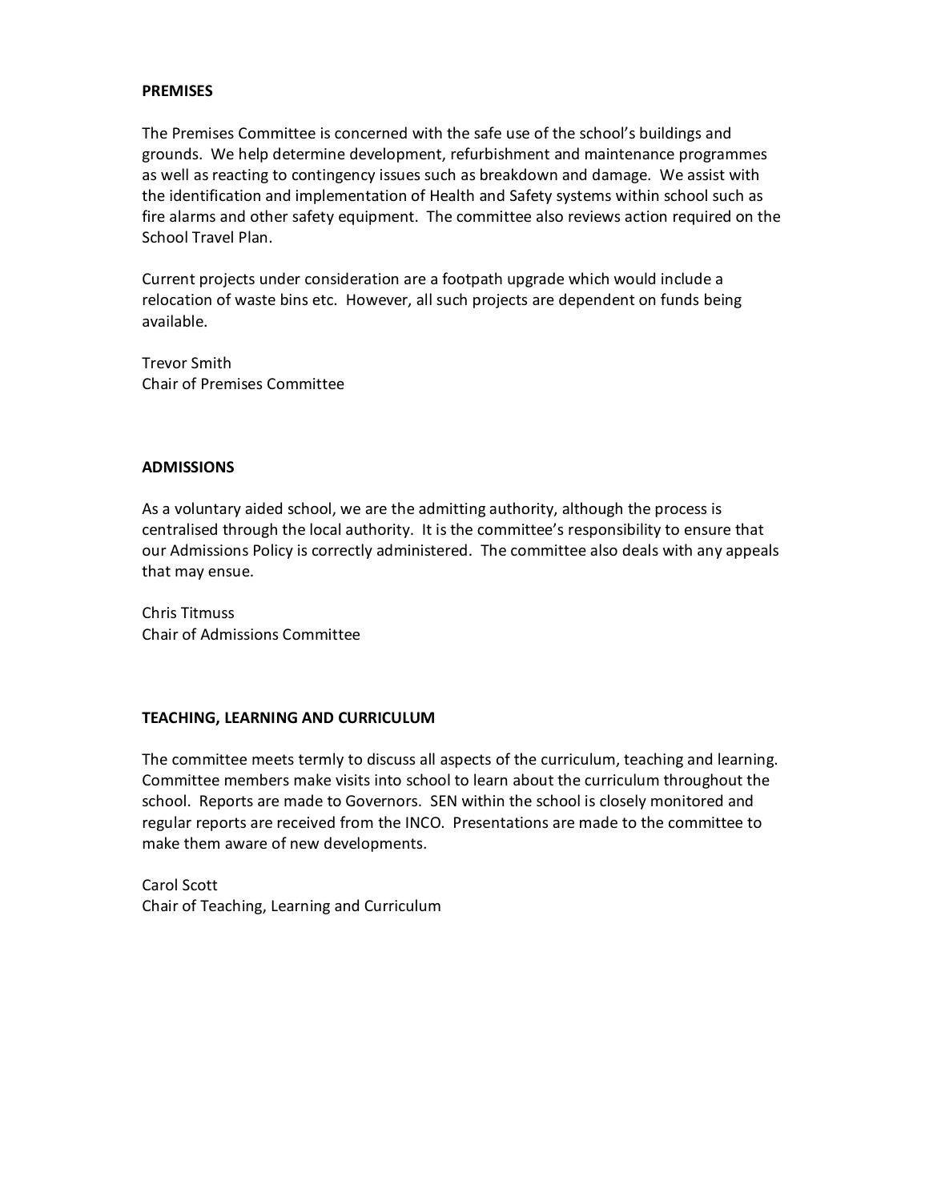## PREMISES

The Premises Committee is concerned with the safe use of the school's buildings and grounds. We help determine development, refurbishment and maintenance programmes as well as reacting to contingency issues such as breakdown and damage. We assist with the identification and implementation of Health and Safety systems within school such as fire alarms and other safety equipment. The committee also reviews action required on the School Travel Plan.

Current projects under consideration are a footpath upgrade which would include a relocation of waste bins etc. However, all such projects are dependent on funds being available.

Trevor Smith
Chair of Premises Committee

## ADMISSIONS

As a voluntary aided school, we are the admitting authority, although the process is centralised through the local authority. It is the committee's responsibility to ensure that our Admissions Policy is correctly administered. The committee also deals with any appeals that may ensue.

Chris Titmuss
Chair of Admissions Committee

## TEACHING, LEARNING AND CURRICULUM

The committee meets termly to discuss all aspects of the curriculum, teaching and learning. Committee members make visits into school to learn about the curriculum throughout the school. Reports are made to Governors. SEN within the school is closely monitored and regular reports are received from the INCO. Presentations are made to the committee to make them aware of new developments.

Carol Scott
Chair of Teaching, Learning and Curriculum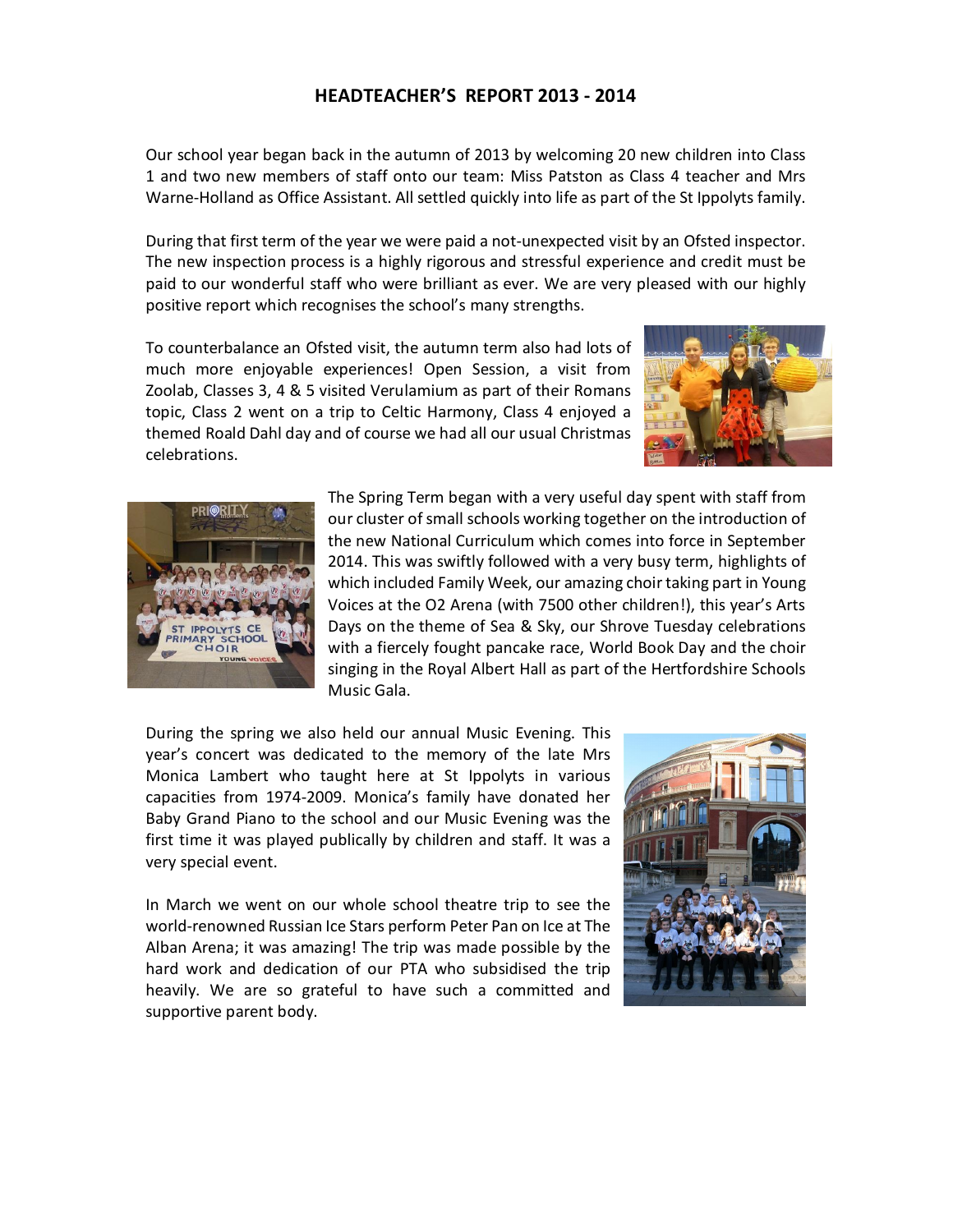# HEADTEACHER'S REPORT 2013 - 2014

Our school year began back in the autumn of 2013 by welcoming 20 new children into Class 1 and two new members of staff onto our team: Miss Patston as Class 4 teacher and Mrs Warne-Holland as Office Assistant. All settled quickly into life as part of the St Ippolyts family.

During that first term of the year we were paid a not-unexpected visit by an Ofsted inspector. The new inspection process is a highly rigorous and stressful experience and credit must be paid to our wonderful staff who were brilliant as ever. We are very pleased with our highly positive report which recognises the school's many strengths.

To counterbalance an Ofsted visit, the autumn term also had lots of much more enjoyable experiences! Open Session, a visit from Zoolab, Classes 3, 4 & 5 visited Verulamium as part of their Romans topic, Class 2 went on a trip to Celtic Harmony, Class 4 enjoyed a themed Roald Dahl day and of course we had all our usual Christmas celebrations.

The Spring Term began with a very useful day spent with staff from our cluster of small schools working together on the introduction of the new National Curriculum which comes into force in September 2014. This was swiftly followed with a very busy term, highlights of which included Family Week, our amazing choir taking part in Young Voices at the O2 Arena (with 7500 other children!), this year's Arts Days on the theme of Sea & Sky, our Shrove Tuesday celebrations with a fiercely fought pancake race, World Book Day and the choir singing in the Royal Albert Hall as part of the Hertfordshire Schools Music Gala.

During the spring we also held our annual Music Evening. This year's concert was dedicated to the memory of the late Mrs Monica Lambert who taught here at St Ippolyts in various capacities from 1974-2009. Monica's family have donated her Baby Grand Piano to the school and our Music Evening was the first time it was played publically by children and staff. It was a very special event.

In March we went on our whole school theatre trip to see the world-renowned Russian Ice Stars perform Peter Pan on Ice at The Alban Arena; it was amazing! The trip was made possible by the hard work and dedication of our PTA who subsidised the trip heavily. We are so grateful to have such a committed and supportive parent body.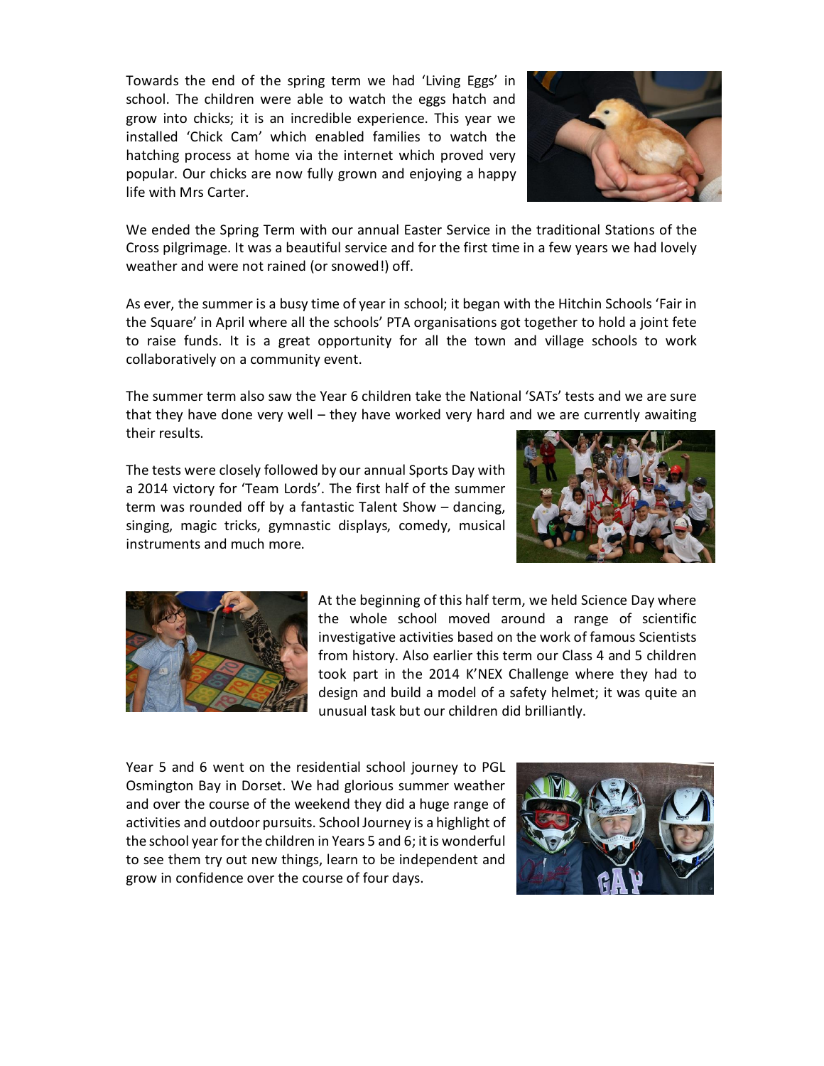Towards the end of the spring term we had 'Living Eggs' in school. The children were able to watch the eggs hatch and grow into chicks; it is an incredible experience. This year we installed 'Chick Cam' which enabled families to watch the hatching process at home via the internet which proved very popular. Our chicks are now fully grown and enjoying a happy life with Mrs Carter.

We ended the Spring Term with our annual Easter Service in the traditional Stations of the Cross pilgrimage. It was a beautiful service and for the first time in a few years we had lovely weather and were not rained (or snowed!) off.

As ever, the summer is a busy time of year in school; it began with the Hitchin Schools 'Fair in the Square' in April where all the schools' PTA organisations got together to hold a joint fete to raise funds. It is a great opportunity for all the town and village schools to work collaboratively on a community event.

The summer term also saw the Year 6 children take the National 'SATs' tests and we are sure that they have done very well – they have worked very hard and we are currently awaiting their results.

The tests were closely followed by our annual Sports Day with a 2014 victory for 'Team Lords'. The first half of the summer term was rounded off by a fantastic Talent Show – dancing, singing, magic tricks, gymnastic displays, comedy, musical instruments and much more.

At the beginning of this half term, we held Science Day where the whole school moved around a range of scientific investigative activities based on the work of famous Scientists from history. Also earlier this term our Class 4 and 5 children took part in the 2014 K'NEX Challenge where they had to design and build a model of a safety helmet; it was quite an unusual task but our children did brilliantly.

Year 5 and 6 went on the residential school journey to PGL Osmington Bay in Dorset. We had glorious summer weather and over the course of the weekend they did a huge range of activities and outdoor pursuits. School Journey is a highlight of the school year for the children in Years 5 and 6; it is wonderful to see them try out new things, learn to be independent and grow in confidence over the course of four days.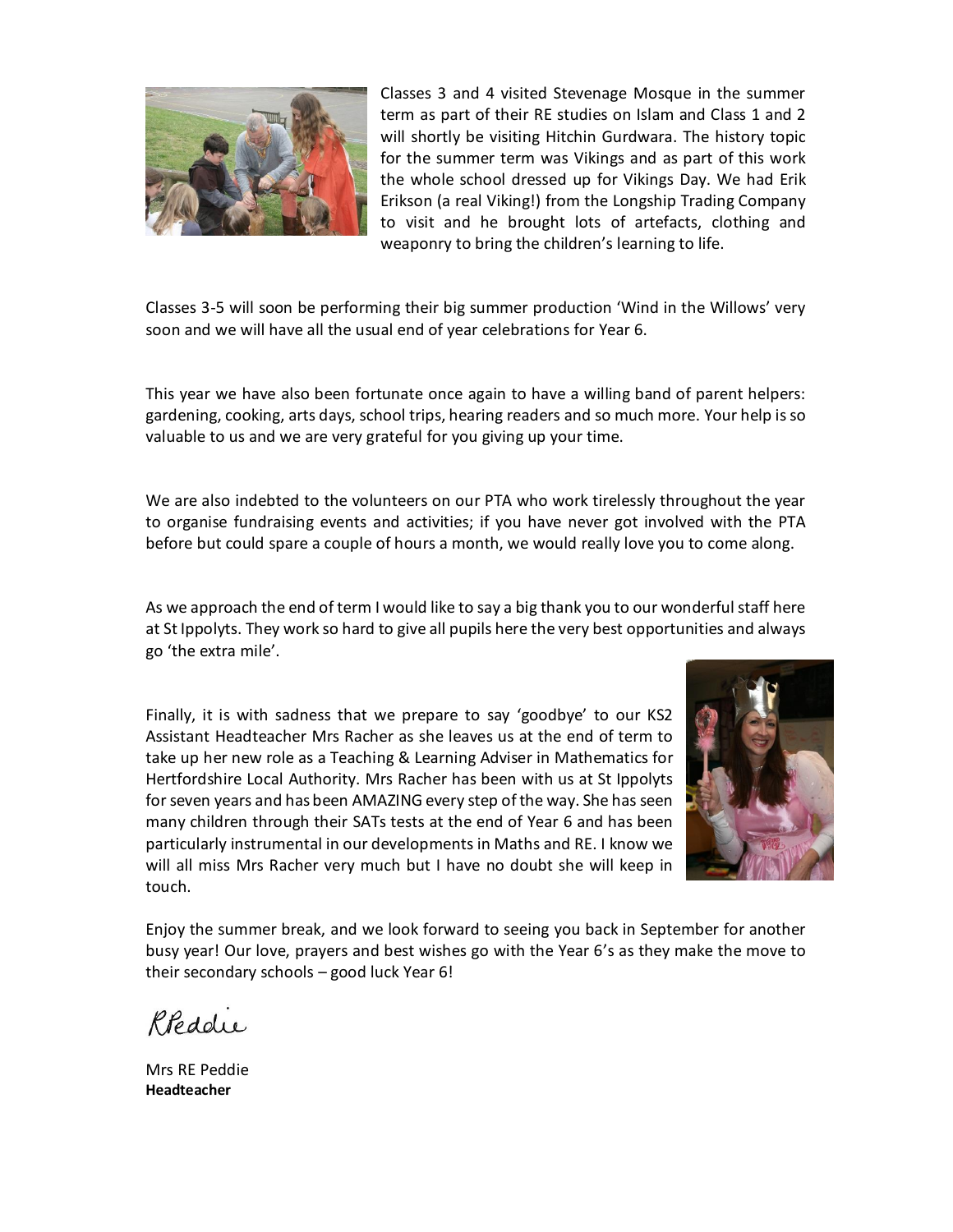Classes 3 and 4 visited Stevenage Mosque in the summer term as part of their RE studies on Islam and Class 1 and 2 will shortly be visiting Hitchin Gurdwara. The history topic for the summer term was Vikings and as part of this work the whole school dressed up for Vikings Day. We had Erik Erikson (a real Viking!) from the Longship Trading Company to visit and he brought lots of artefacts, clothing and weaponry to bring the children's learning to life.

Classes 3-5 will soon be performing their big summer production 'Wind in the Willows' very soon and we will have all the usual end of year celebrations for Year 6.

This year we have also been fortunate once again to have a willing band of parent helpers: gardening, cooking, arts days, school trips, hearing readers and so much more. Your help is so valuable to us and we are very grateful for you giving up your time.

We are also indebted to the volunteers on our PTA who work tirelessly throughout the year to organise fundraising events and activities; if you have never got involved with the PTA before but could spare a couple of hours a month, we would really love you to come along.

As we approach the end of term I would like to say a big thank you to our wonderful staff here at St Ippolyts. They work so hard to give all pupils here the very best opportunities and always go 'the extra mile'.

Finally, it is with sadness that we prepare to say 'goodbye' to our KS2 Assistant Headteacher Mrs Racher as she leaves us at the end of term to take up her new role as a Teaching & Learning Adviser in Mathematics for Hertfordshire Local Authority. Mrs Racher has been with us at St Ippolyts for seven years and has been AMAZING every step of the way. She has seen many children through their SATs tests at the end of Year 6 and has been particularly instrumental in our developments in Maths and RE. I know we will all miss Mrs Racher very much but I have no doubt she will keep in touch.

Enjoy the summer break, and we look forward to seeing you back in September for another busy year! Our love, prayers and best wishes go with the Year 6's as they make the move to their secondary schools – good luck Year 6!

RPeddie

Mrs RE Peddie
**Headteacher**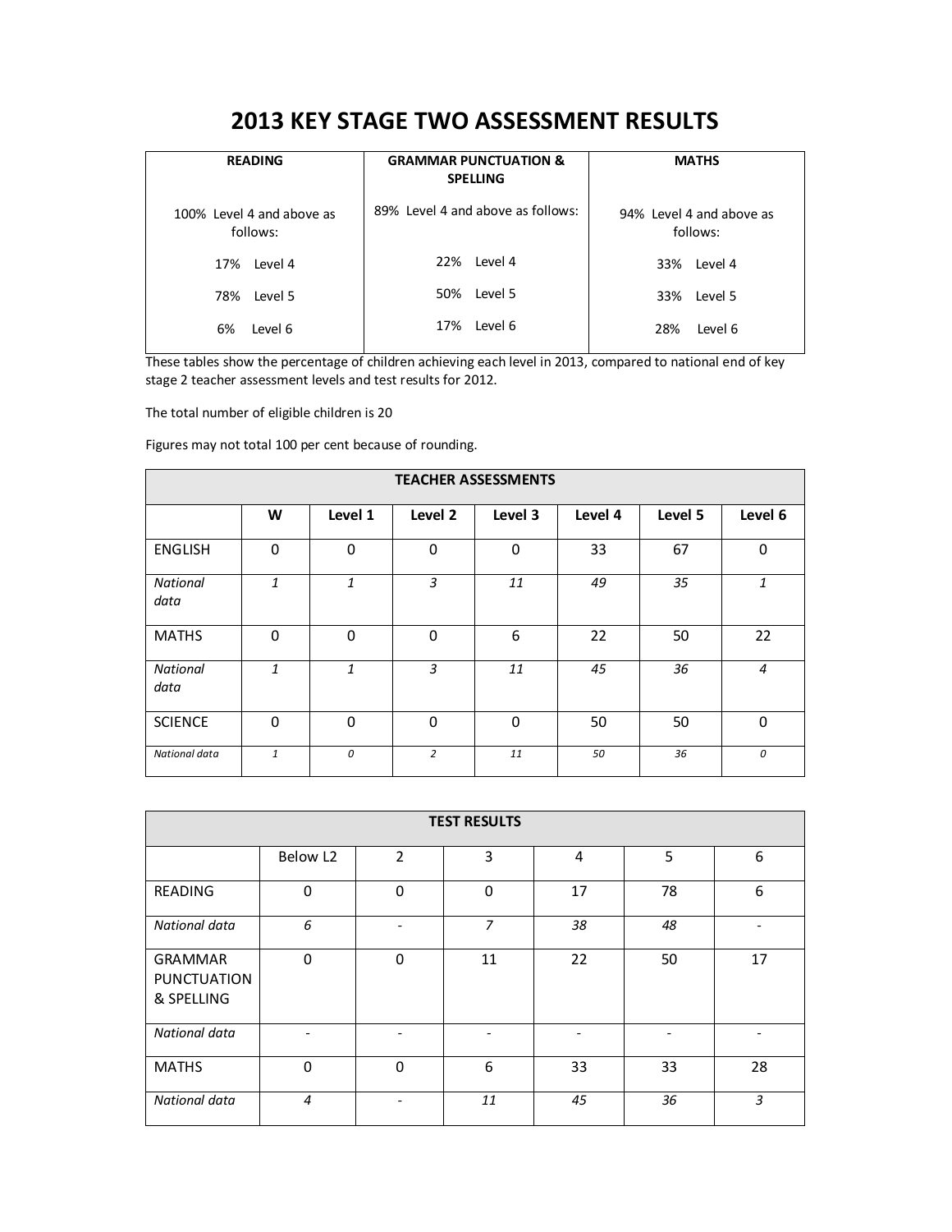# 2013 KEY STAGE TWO ASSESSMENT RESULTS

| READING | GRAMMAR PUNCTUATION & SPELLING | MATHS |
|---|---|---|
| 100% Level 4 and above as follows: | 89% Level 4 and above as follows: | 94% Level 4 and above as follows: |
| 17% Level 4 | 22% Level 4 | 33% Level 4 |
| 78% Level 5 | 50% Level 5 | 33% Level 5 |
| 6% Level 6 | 17% Level 6 | 28% Level 6 |

These tables show the percentage of children achieving each level in 2013, compared to national end of key stage 2 teacher assessment levels and test results for 2012.

The total number of eligible children is 20

Figures may not total 100 per cent because of rounding.

| TEACHER ASSESSMENTS | | | | | | | |
|---|---|---|---|---|---|---|---|
| | **W** | **Level 1** | **Level 2** | **Level 3** | **Level 4** | **Level 5** | **Level 6** |
| ENGLISH | 0 | 0 | 0 | 0 | 33 | 67 | 0 |
| *National data* | *1* | *1* | *3* | *11* | *49* | *35* | *1* |
| MATHS | 0 | 0 | 0 | 6 | 22 | 50 | 22 |
| *National data* | *1* | *1* | *3* | *11* | *45* | *36* | *4* |
| SCIENCE | 0 | 0 | 0 | 0 | 50 | 50 | 0 |
| *National data* | *1* | *0* | *2* | *11* | *50* | *36* | *0* |

| TEST RESULTS | | | | | | |
|---|---|---|---|---|---|---|
| | Below L2 | 2 | 3 | 4 | 5 | 6 |
| READING | 0 | 0 | 0 | 17 | 78 | 6 |
| *National data* | *6* | - | *7* | *38* | *48* | - |
| GRAMMAR PUNCTUATION & SPELLING | 0 | 0 | 11 | 22 | 50 | 17 |
| *National data* | - | - | - | - | - | - |
| MATHS | 0 | 0 | 6 | 33 | 33 | 28 |
| *National data* | *4* | - | *11* | *45* | *36* | *3* |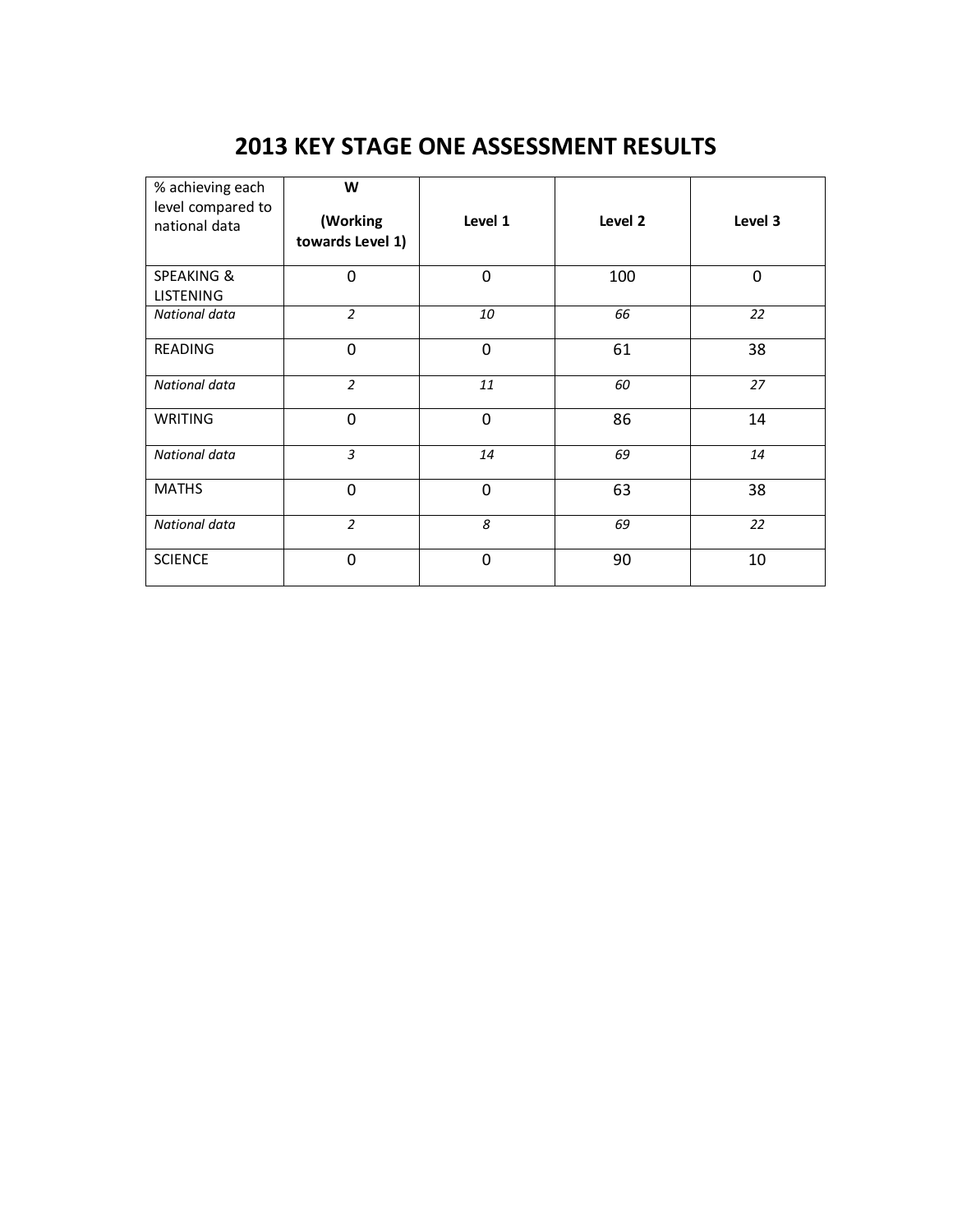# 2013 KEY STAGE ONE ASSESSMENT RESULTS

| % achieving each level compared to national data | **W (Working towards Level 1)** | **Level 1** | **Level 2** | **Level 3** |
|---|---|---|---|---|
| SPEAKING & LISTENING | 0 | 0 | 100 | 0 |
| *National data* | *2* | *10* | *66* | *22* |
| READING | 0 | 0 | 61 | 38 |
| *National data* | *2* | *11* | *60* | *27* |
| WRITING | 0 | 0 | 86 | 14 |
| *National data* | *3* | *14* | *69* | *14* |
| MATHS | 0 | 0 | 63 | 38 |
| *National data* | *2* | *8* | *69* | *22* |
| SCIENCE | 0 | 0 | 90 | 10 |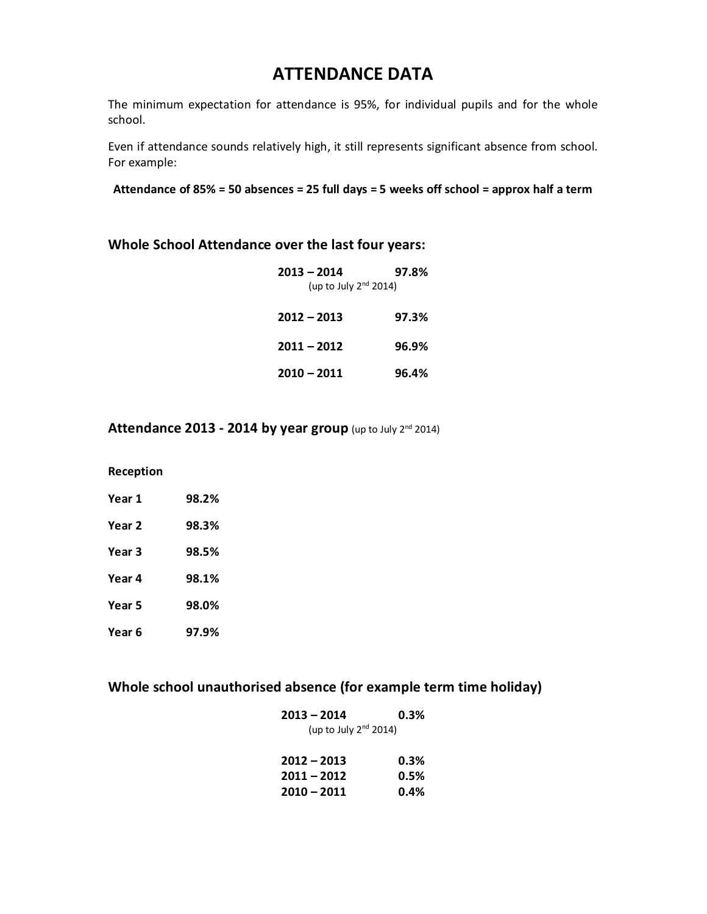# ATTENDANCE DATA

The minimum expectation for attendance is 95%, for individual pupils and for the whole school.

Even if attendance sounds relatively high, it still represents significant absence from school. For example:

**Attendance of 85% = 50 absences = 25 full days = 5 weeks off school = approx half a term**

## Whole School Attendance over the last four years:

| | |
|---|---|
| **2013 – 2014** (up to July 2nd 2014) | **97.8%** |
| **2012 – 2013** | **97.3%** |
| **2011 – 2012** | **96.9%** |
| **2010 – 2011** | **96.4%** |

## Attendance 2013 - 2014 by year group (up to July 2nd 2014)

| | |
|---|---|
| **Reception** | |
| **Year 1** | **98.2%** |
| **Year 2** | **98.3%** |
| **Year 3** | **98.5%** |
| **Year 4** | **98.1%** |
| **Year 5** | **98.0%** |
| **Year 6** | **97.9%** |

## Whole school unauthorised absence (for example term time holiday)

| | |
|---|---|
| **2013 – 2014** (up to July 2nd 2014) | **0.3%** |
| **2012 – 2013** | **0.3%** |
| **2011 – 2012** | **0.5%** |
| **2010 – 2011** | **0.4%** |